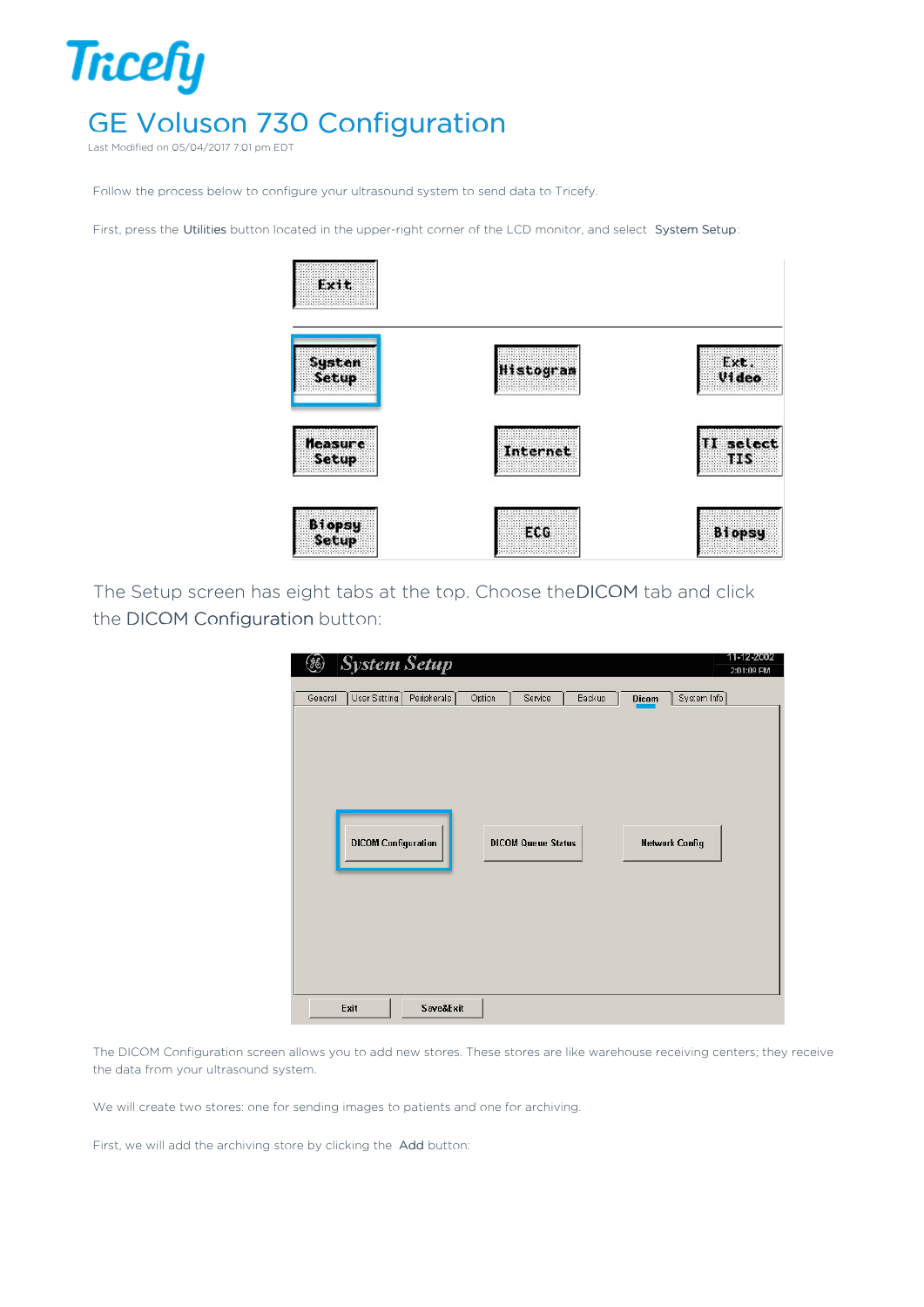Tricefy

# GE Voluson 730 Configuration

Last Modified on 05/04/2017 7:01 pm EDT

Follow the process below to configure your ultrasound system to send data to Tricefy.

First, press the **Utilities** button located in the upper-right corner of the LCD monitor, and select **System Setup**:

The Setup screen has eight tabs at the top. Choose the **DICOM** tab and click the **DICOM Configuration** button:

The DICOM Configuration screen allows you to add new stores. These stores are like warehouse receiving centers; they receive the data from your ultrasound system.

We will create two stores: one for sending images to patients and one for archiving.

First, we will add the archiving store by clicking the **Add** button: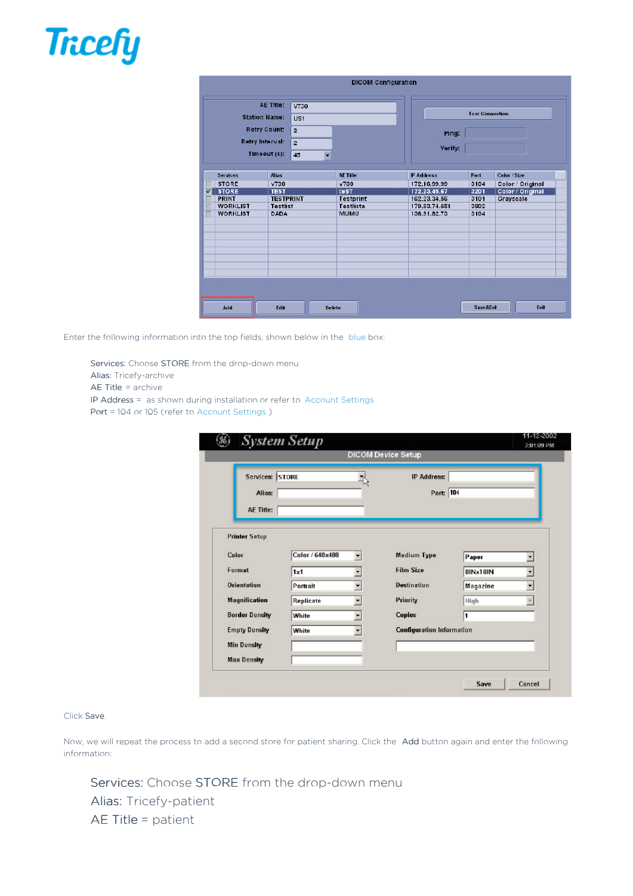Enter the following information into the top fields, shown below in the blue box:

Services: Choose STORE from the drop-down menu
Alias: Tricefy-archive
AE Title = archive
IP Address = as shown during installation or refer to Account Settings
Port = 104 or 105 (refer to Account Settings )

Click Save.

Now, we will repeat the process to add a second store for patient sharing. Click the Add button again and enter the following information:

Services: Choose STORE from the drop-down menu
Alias: Tricefy-patient
AE Title = patient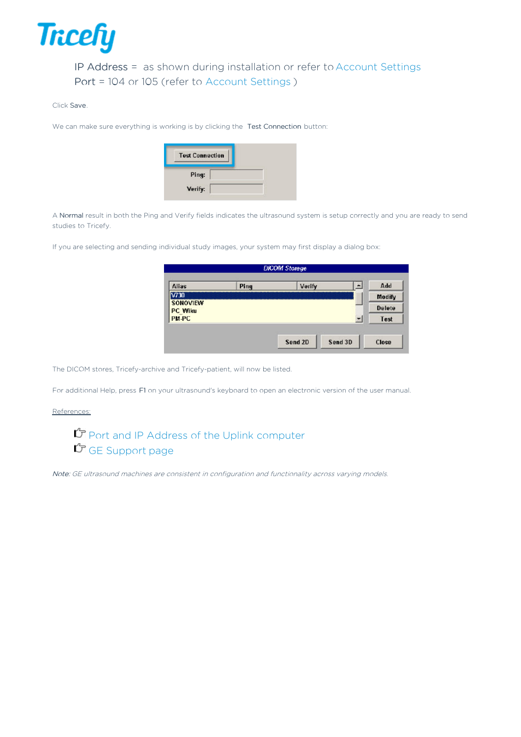IP Address = as shown during installation or refer to Account Settings
Port = 104 or 105 (refer to Account Settings )

Click **Save**.

We can make sure everything is working is by clicking the **Test Connection** button:

A **Normal** result in both the Ping and Verify fields indicates the ultrasound system is setup correctly and you are ready to send studies to Tricefy.

If you are selecting and sending individual study images, your system may first display a dialog box:

The DICOM stores, Tricefy-archive and Tricefy-patient, will now be listed.

For additional Help, press **F1** on your ultrasound's keyboard to open an electronic version of the user manual.

References:

- Port and IP Address of the Uplink computer
- GE Support page

*Note: GE ultrasound machines are consistent in configuration and functionality across varying models.*